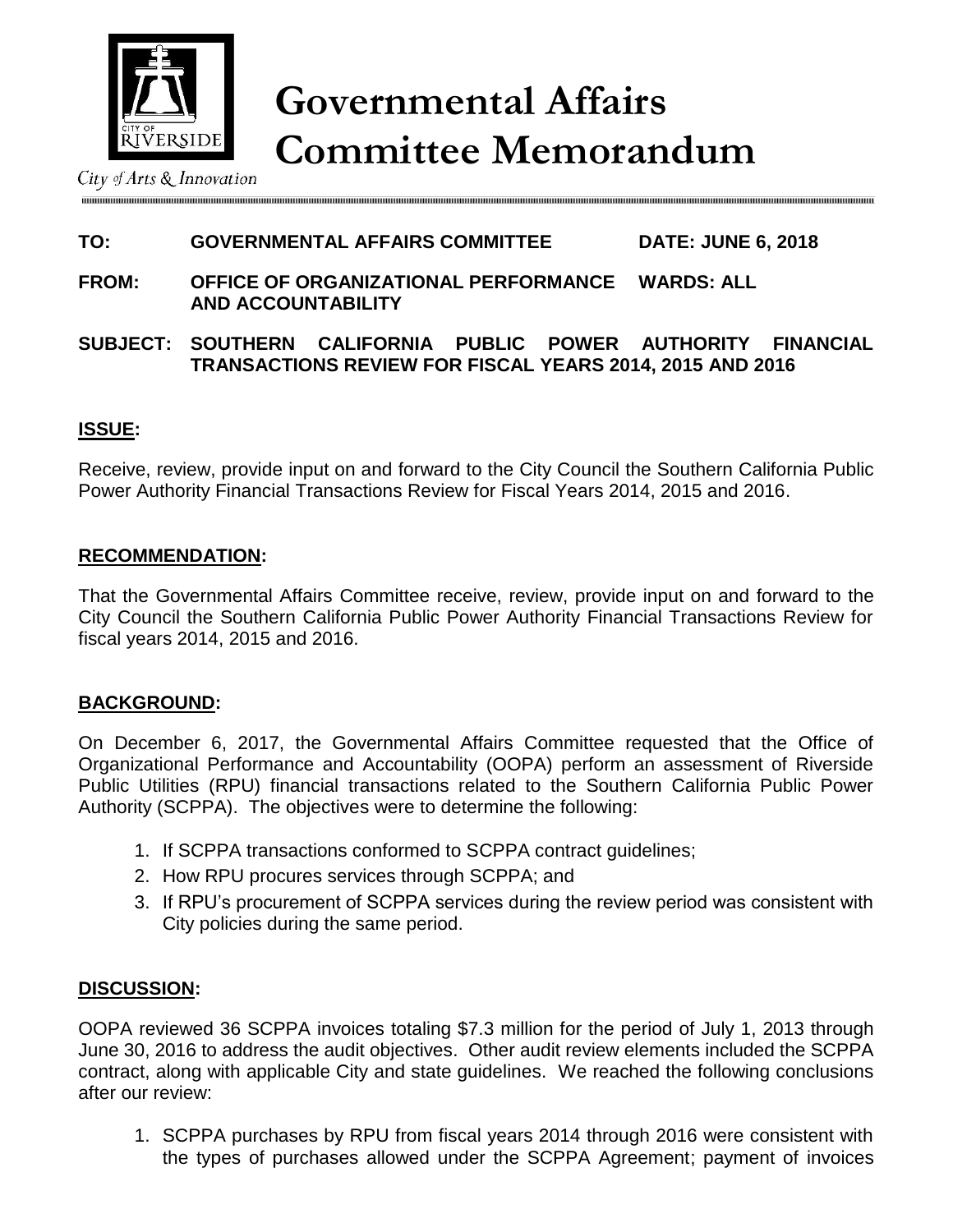City of Arts & Innovation

# Governmental Affairs Committee Memorandum

**TO:** **GOVERNMENTAL AFFAIRS COMMITTEE** **DATE: JUNE 6, 2018**

**FROM:** **OFFICE OF ORGANIZATIONAL PERFORMANCE AND ACCOUNTABILITY** **WARDS: ALL**

**SUBJECT:** **SOUTHERN CALIFORNIA PUBLIC POWER AUTHORITY FINANCIAL TRANSACTIONS REVIEW FOR FISCAL YEARS 2014, 2015 AND 2016**

## ISSUE:

Receive, review, provide input on and forward to the City Council the Southern California Public Power Authority Financial Transactions Review for Fiscal Years 2014, 2015 and 2016.

## RECOMMENDATION:

That the Governmental Affairs Committee receive, review, provide input on and forward to the City Council the Southern California Public Power Authority Financial Transactions Review for fiscal years 2014, 2015 and 2016.

## BACKGROUND:

On December 6, 2017, the Governmental Affairs Committee requested that the Office of Organizational Performance and Accountability (OOPA) perform an assessment of Riverside Public Utilities (RPU) financial transactions related to the Southern California Public Power Authority (SCPPA). The objectives were to determine the following:

1. If SCPPA transactions conformed to SCPPA contract guidelines;
2. How RPU procures services through SCPPA; and
3. If RPU's procurement of SCPPA services during the review period was consistent with City policies during the same period.

## DISCUSSION:

OOPA reviewed 36 SCPPA invoices totaling $7.3 million for the period of July 1, 2013 through June 30, 2016 to address the audit objectives. Other audit review elements included the SCPPA contract, along with applicable City and state guidelines. We reached the following conclusions after our review:

1. SCPPA purchases by RPU from fiscal years 2014 through 2016 were consistent with the types of purchases allowed under the SCPPA Agreement; payment of invoices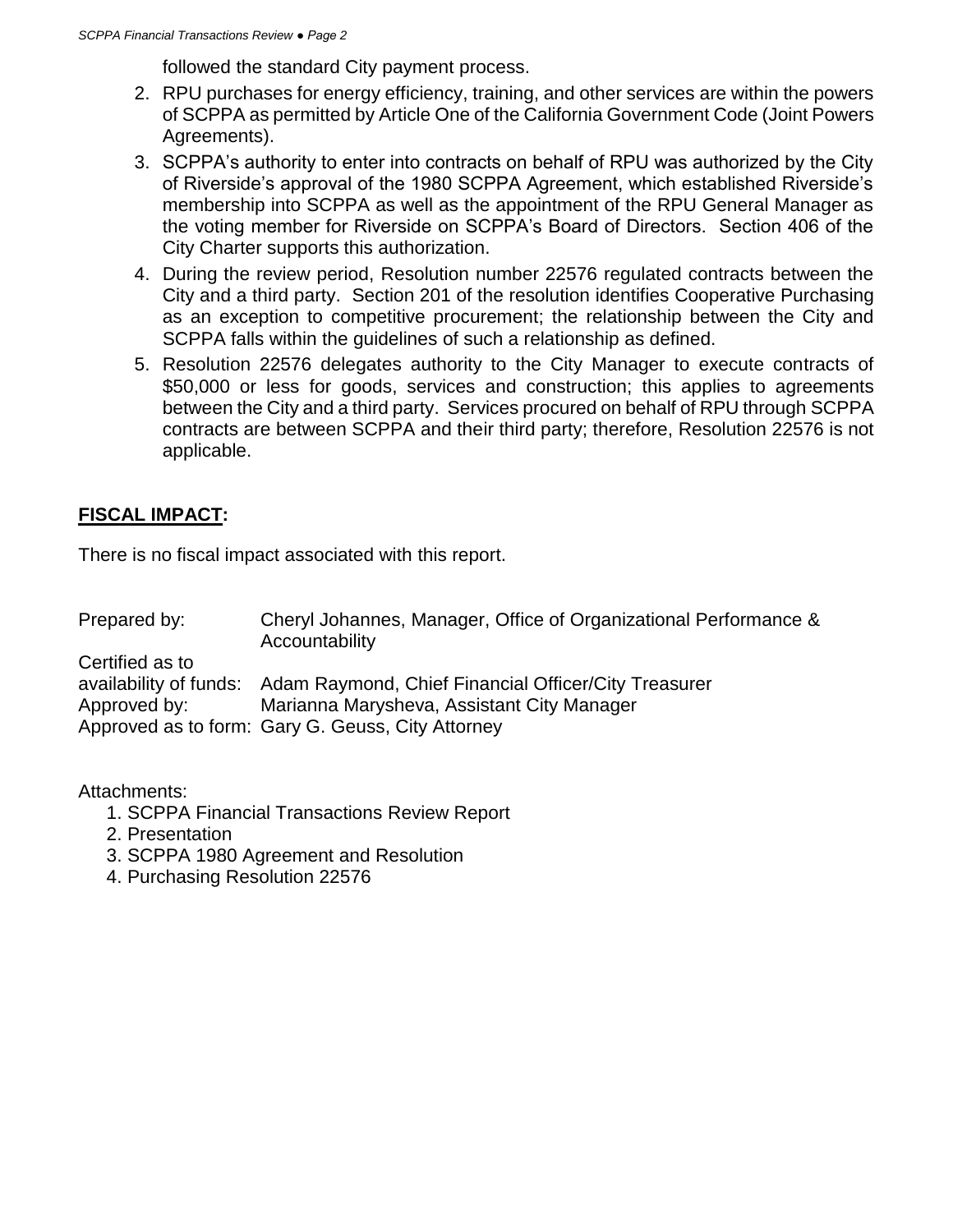followed the standard City payment process.

2. RPU purchases for energy efficiency, training, and other services are within the powers of SCPPA as permitted by Article One of the California Government Code (Joint Powers Agreements).
3. SCPPA's authority to enter into contracts on behalf of RPU was authorized by the City of Riverside's approval of the 1980 SCPPA Agreement, which established Riverside's membership into SCPPA as well as the appointment of the RPU General Manager as the voting member for Riverside on SCPPA's Board of Directors. Section 406 of the City Charter supports this authorization.
4. During the review period, Resolution number 22576 regulated contracts between the City and a third party. Section 201 of the resolution identifies Cooperative Purchasing as an exception to competitive procurement; the relationship between the City and SCPPA falls within the guidelines of such a relationship as defined.
5. Resolution 22576 delegates authority to the City Manager to execute contracts of $50,000 or less for goods, services and construction; this applies to agreements between the City and a third party. Services procured on behalf of RPU through SCPPA contracts are between SCPPA and their third party; therefore, Resolution 22576 is not applicable.

## **FISCAL IMPACT:**

There is no fiscal impact associated with this report.

Prepared by: Cheryl Johannes, Manager, Office of Organizational Performance & Accountability
Certified as to availability of funds: Adam Raymond, Chief Financial Officer/City Treasurer
Approved by: Marianna Marysheva, Assistant City Manager
Approved as to form: Gary G. Geuss, City Attorney

Attachments:

1. SCPPA Financial Transactions Review Report
2. Presentation
3. SCPPA 1980 Agreement and Resolution
4. Purchasing Resolution 22576